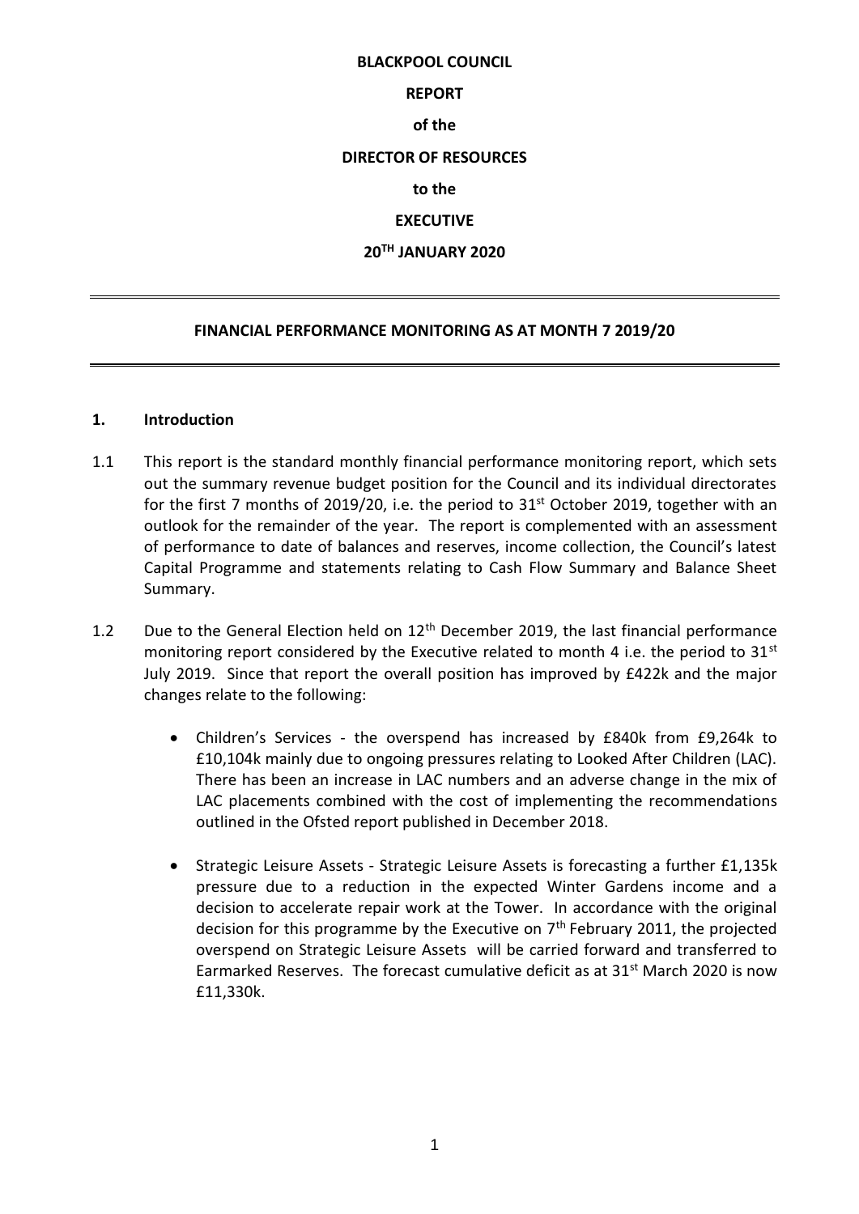**BLACKPOOL COUNCIL**

**REPORT**

**of the**

**DIRECTOR OF RESOURCES**

**to the**

**EXECUTIVE**

**20TH JANUARY 2020**

---

**FINANCIAL PERFORMANCE MONITORING AS AT MONTH 7 2019/20**

---

## 1. Introduction

1.1 This report is the standard monthly financial performance monitoring report, which sets out the summary revenue budget position for the Council and its individual directorates for the first 7 months of 2019/20, i.e. the period to 31st October 2019, together with an outlook for the remainder of the year. The report is complemented with an assessment of performance to date of balances and reserves, income collection, the Council's latest Capital Programme and statements relating to Cash Flow Summary and Balance Sheet Summary.

1.2 Due to the General Election held on 12th December 2019, the last financial performance monitoring report considered by the Executive related to month 4 i.e. the period to 31st July 2019. Since that report the overall position has improved by £422k and the major changes relate to the following:

- Children's Services - the overspend has increased by £840k from £9,264k to £10,104k mainly due to ongoing pressures relating to Looked After Children (LAC). There has been an increase in LAC numbers and an adverse change in the mix of LAC placements combined with the cost of implementing the recommendations outlined in the Ofsted report published in December 2018.

- Strategic Leisure Assets - Strategic Leisure Assets is forecasting a further £1,135k pressure due to a reduction in the expected Winter Gardens income and a decision to accelerate repair work at the Tower. In accordance with the original decision for this programme by the Executive on 7th February 2011, the projected overspend on Strategic Leisure Assets will be carried forward and transferred to Earmarked Reserves. The forecast cumulative deficit as at 31st March 2020 is now £11,330k.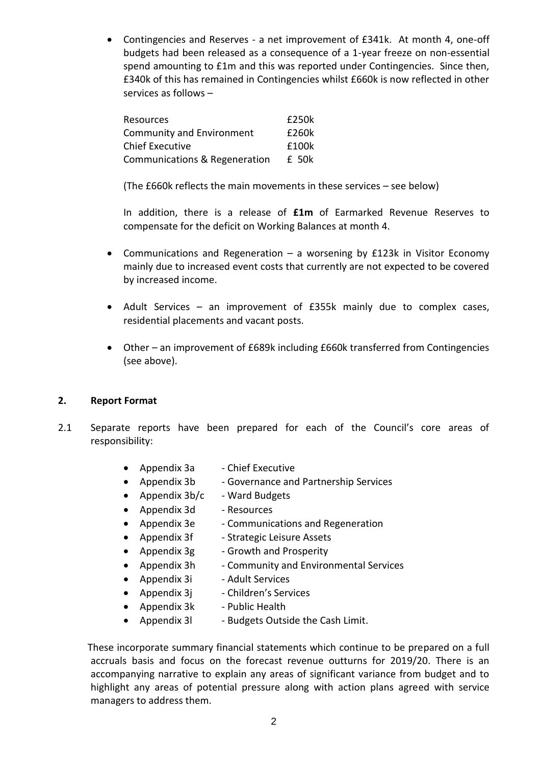- Contingencies and Reserves - a net improvement of £341k. At month 4, one-off budgets had been released as a consequence of a 1-year freeze on non-essential spend amounting to £1m and this was reported under Contingencies. Since then, £340k of this has remained in Contingencies whilst £660k is now reflected in other services as follows –

  | | |
  |---|---|
  | Resources | £250k |
  | Community and Environment | £260k |
  | Chief Executive | £100k |
  | Communications & Regeneration | £ 50k |

  (The £660k reflects the main movements in these services – see below)

  In addition, there is a release of **£1m** of Earmarked Revenue Reserves to compensate for the deficit on Working Balances at month 4.

- Communications and Regeneration – a worsening by £123k in Visitor Economy mainly due to increased event costs that currently are not expected to be covered by increased income.

- Adult Services – an improvement of £355k mainly due to complex cases, residential placements and vacant posts.

- Other – an improvement of £689k including £660k transferred from Contingencies (see above).

## 2. Report Format

2.1 Separate reports have been prepared for each of the Council's core areas of responsibility:

- Appendix 3a - Chief Executive
- Appendix 3b - Governance and Partnership Services
- Appendix 3b/c - Ward Budgets
- Appendix 3d - Resources
- Appendix 3e - Communications and Regeneration
- Appendix 3f - Strategic Leisure Assets
- Appendix 3g - Growth and Prosperity
- Appendix 3h - Community and Environmental Services
- Appendix 3i - Adult Services
- Appendix 3j - Children's Services
- Appendix 3k - Public Health
- Appendix 3l - Budgets Outside the Cash Limit.

These incorporate summary financial statements which continue to be prepared on a full accruals basis and focus on the forecast revenue outturns for 2019/20. There is an accompanying narrative to explain any areas of significant variance from budget and to highlight any areas of potential pressure along with action plans agreed with service managers to address them.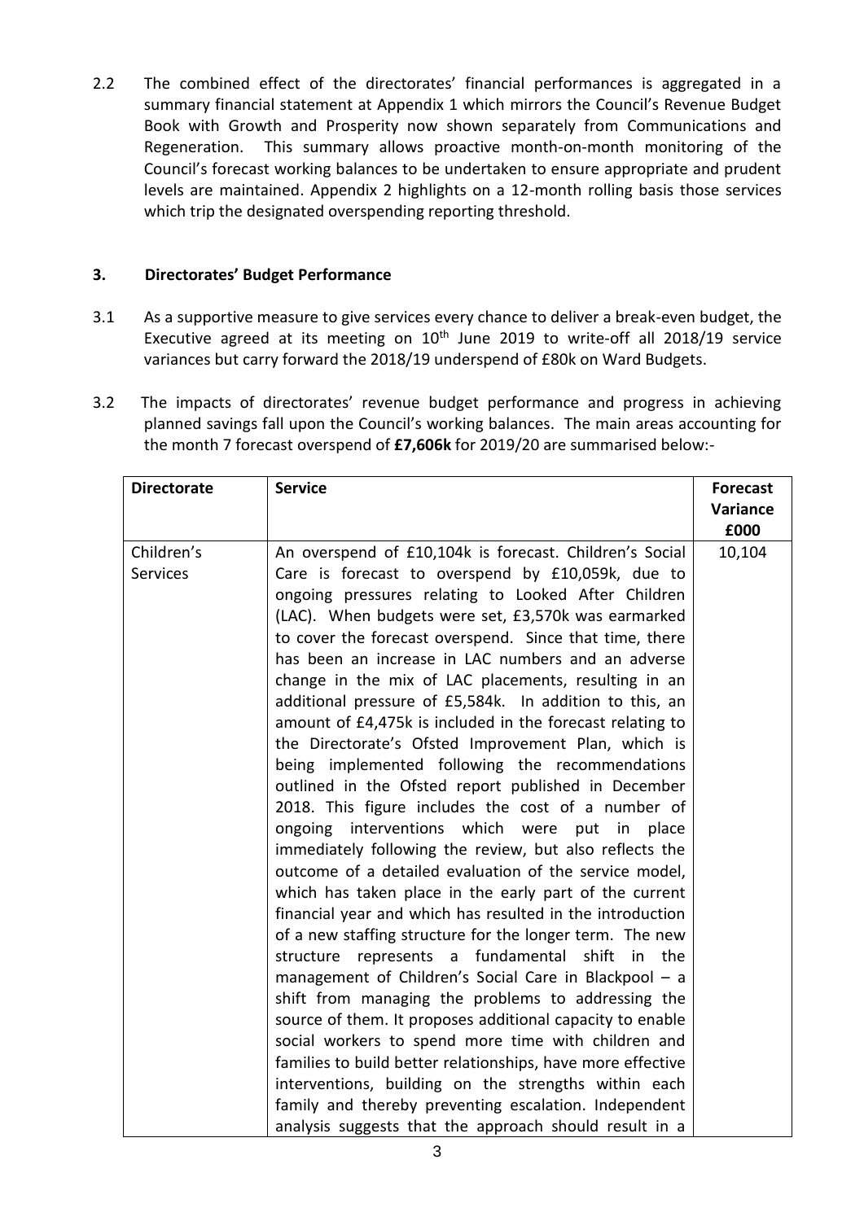2.2 The combined effect of the directorates' financial performances is aggregated in a summary financial statement at Appendix 1 which mirrors the Council's Revenue Budget Book with Growth and Prosperity now shown separately from Communications and Regeneration. This summary allows proactive month-on-month monitoring of the Council's forecast working balances to be undertaken to ensure appropriate and prudent levels are maintained. Appendix 2 highlights on a 12-month rolling basis those services which trip the designated overspending reporting threshold.

## 3. Directorates' Budget Performance

3.1 As a supportive measure to give services every chance to deliver a break-even budget, the Executive agreed at its meeting on 10th June 2019 to write-off all 2018/19 service variances but carry forward the 2018/19 underspend of £80k on Ward Budgets.

3.2 The impacts of directorates' revenue budget performance and progress in achieving planned savings fall upon the Council's working balances. The main areas accounting for the month 7 forecast overspend of **£7,606k** for 2019/20 are summarised below:-

| **Directorate** | **Service** | **Forecast Variance £000** |
|---|---|---|
| Children's Services | An overspend of £10,104k is forecast. Children's Social Care is forecast to overspend by £10,059k, due to ongoing pressures relating to Looked After Children (LAC). When budgets were set, £3,570k was earmarked to cover the forecast overspend. Since that time, there has been an increase in LAC numbers and an adverse change in the mix of LAC placements, resulting in an additional pressure of £5,584k. In addition to this, an amount of £4,475k is included in the forecast relating to the Directorate's Ofsted Improvement Plan, which is being implemented following the recommendations outlined in the Ofsted report published in December 2018. This figure includes the cost of a number of ongoing interventions which were put in place immediately following the review, but also reflects the outcome of a detailed evaluation of the service model, which has taken place in the early part of the current financial year and which has resulted in the introduction of a new staffing structure for the longer term. The new structure represents a fundamental shift in the management of Children's Social Care in Blackpool – a shift from managing the problems to addressing the source of them. It proposes additional capacity to enable social workers to spend more time with children and families to build better relationships, have more effective interventions, building on the strengths within each family and thereby preventing escalation. Independent analysis suggests that the approach should result in a | 10,104 |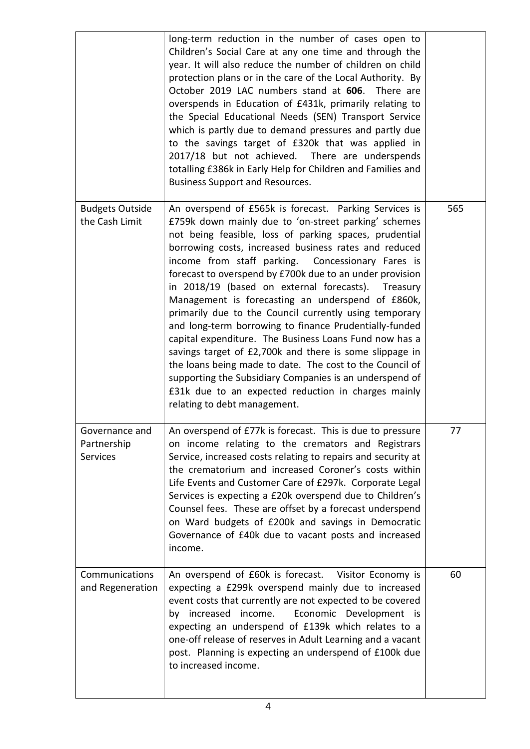| | | |
|---|---|---|
| | long-term reduction in the number of cases open to Children's Social Care at any one time and through the year. It will also reduce the number of children on child protection plans or in the care of the Local Authority. By October 2019 LAC numbers stand at **606**. There are overspends in Education of £431k, primarily relating to the Special Educational Needs (SEN) Transport Service which is partly due to demand pressures and partly due to the savings target of £320k that was applied in 2017/18 but not achieved. There are underspends totalling £386k in Early Help for Children and Families and Business Support and Resources. | |
| Budgets Outside the Cash Limit | An overspend of £565k is forecast. Parking Services is £759k down mainly due to 'on-street parking' schemes not being feasible, loss of parking spaces, prudential borrowing costs, increased business rates and reduced income from staff parking. Concessionary Fares is forecast to overspend by £700k due to an under provision in 2018/19 (based on external forecasts). Treasury Management is forecasting an underspend of £860k, primarily due to the Council currently using temporary and long-term borrowing to finance Prudentially-funded capital expenditure. The Business Loans Fund now has a savings target of £2,700k and there is some slippage in the loans being made to date. The cost to the Council of supporting the Subsidiary Companies is an underspend of £31k due to an expected reduction in charges mainly relating to debt management. | 565 |
| Governance and Partnership Services | An overspend of £77k is forecast. This is due to pressure on income relating to the cremators and Registrars Service, increased costs relating to repairs and security at the crematorium and increased Coroner's costs within Life Events and Customer Care of £297k. Corporate Legal Services is expecting a £20k overspend due to Children's Counsel fees. These are offset by a forecast underspend on Ward budgets of £200k and savings in Democratic Governance of £40k due to vacant posts and increased income. | 77 |
| Communications and Regeneration | An overspend of £60k is forecast. Visitor Economy is expecting a £299k overspend mainly due to increased event costs that currently are not expected to be covered by increased income. Economic Development is expecting an underspend of £139k which relates to a one-off release of reserves in Adult Learning and a vacant post. Planning is expecting an underspend of £100k due to increased income. | 60 |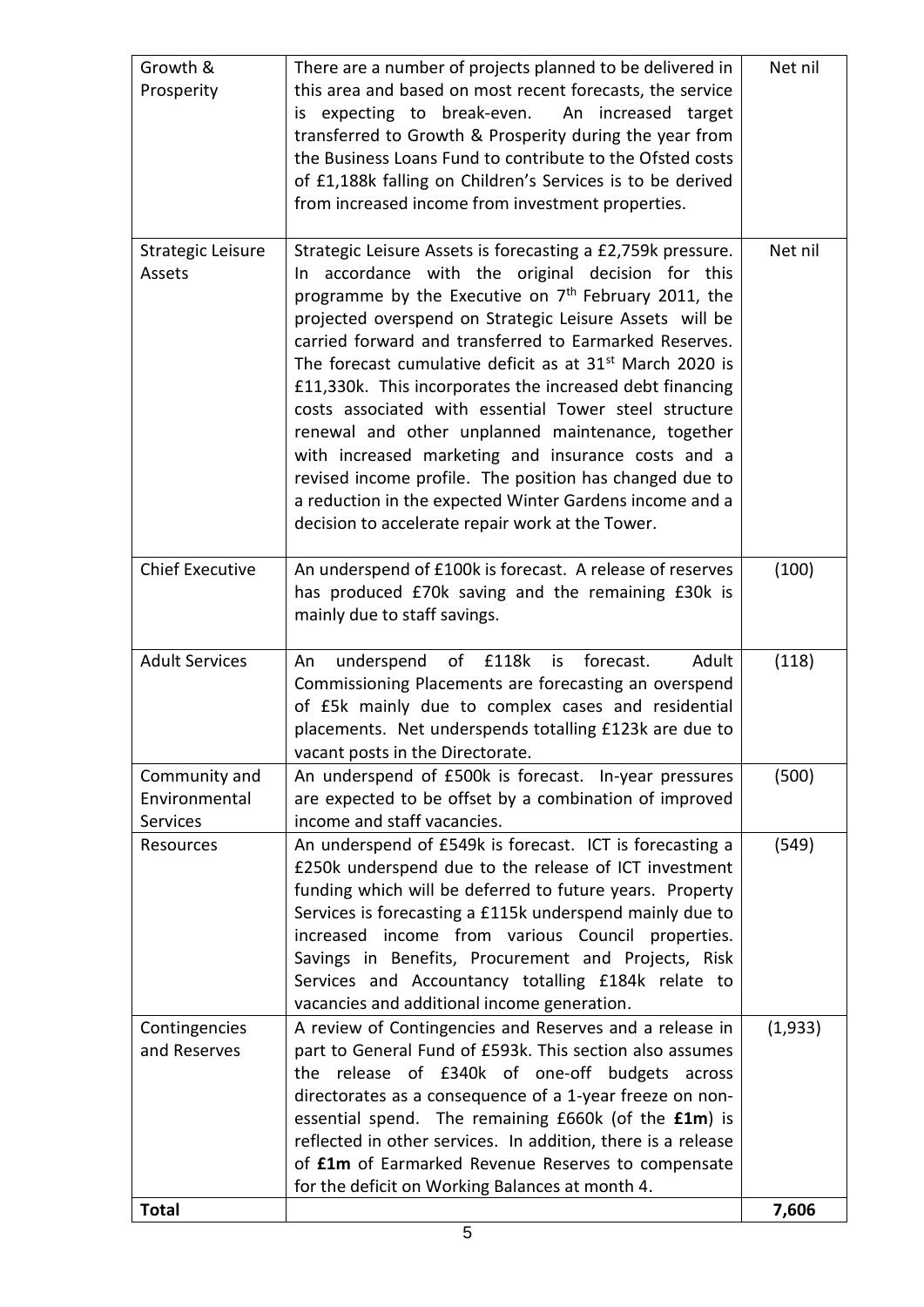| | | |
|---|---|---|
| Growth & Prosperity | There are a number of projects planned to be delivered in this area and based on most recent forecasts, the service is expecting to break-even. An increased target transferred to Growth & Prosperity during the year from the Business Loans Fund to contribute to the Ofsted costs of £1,188k falling on Children's Services is to be derived from increased income from investment properties. | Net nil |
| Strategic Leisure Assets | Strategic Leisure Assets is forecasting a £2,759k pressure. In accordance with the original decision for this programme by the Executive on 7th February 2011, the projected overspend on Strategic Leisure Assets will be carried forward and transferred to Earmarked Reserves. The forecast cumulative deficit as at 31st March 2020 is £11,330k. This incorporates the increased debt financing costs associated with essential Tower steel structure renewal and other unplanned maintenance, together with increased marketing and insurance costs and a revised income profile. The position has changed due to a reduction in the expected Winter Gardens income and a decision to accelerate repair work at the Tower. | Net nil |
| Chief Executive | An underspend of £100k is forecast. A release of reserves has produced £70k saving and the remaining £30k is mainly due to staff savings. | (100) |
| Adult Services | An underspend of £118k is forecast. Adult Commissioning Placements are forecasting an overspend of £5k mainly due to complex cases and residential placements. Net underspends totalling £123k are due to vacant posts in the Directorate. | (118) |
| Community and Environmental Services | An underspend of £500k is forecast. In-year pressures are expected to be offset by a combination of improved income and staff vacancies. | (500) |
| Resources | An underspend of £549k is forecast. ICT is forecasting a £250k underspend due to the release of ICT investment funding which will be deferred to future years. Property Services is forecasting a £115k underspend mainly due to increased income from various Council properties. Savings in Benefits, Procurement and Projects, Risk Services and Accountancy totalling £184k relate to vacancies and additional income generation. | (549) |
| Contingencies and Reserves | A review of Contingencies and Reserves and a release in part to General Fund of £593k. This section also assumes the release of £340k of one-off budgets across directorates as a consequence of a 1-year freeze on non-essential spend. The remaining £660k (of the **£1m**) is reflected in other services. In addition, there is a release of **£1m** of Earmarked Revenue Reserves to compensate for the deficit on Working Balances at month 4. | (1,933) |
| **Total** | | **7,606** |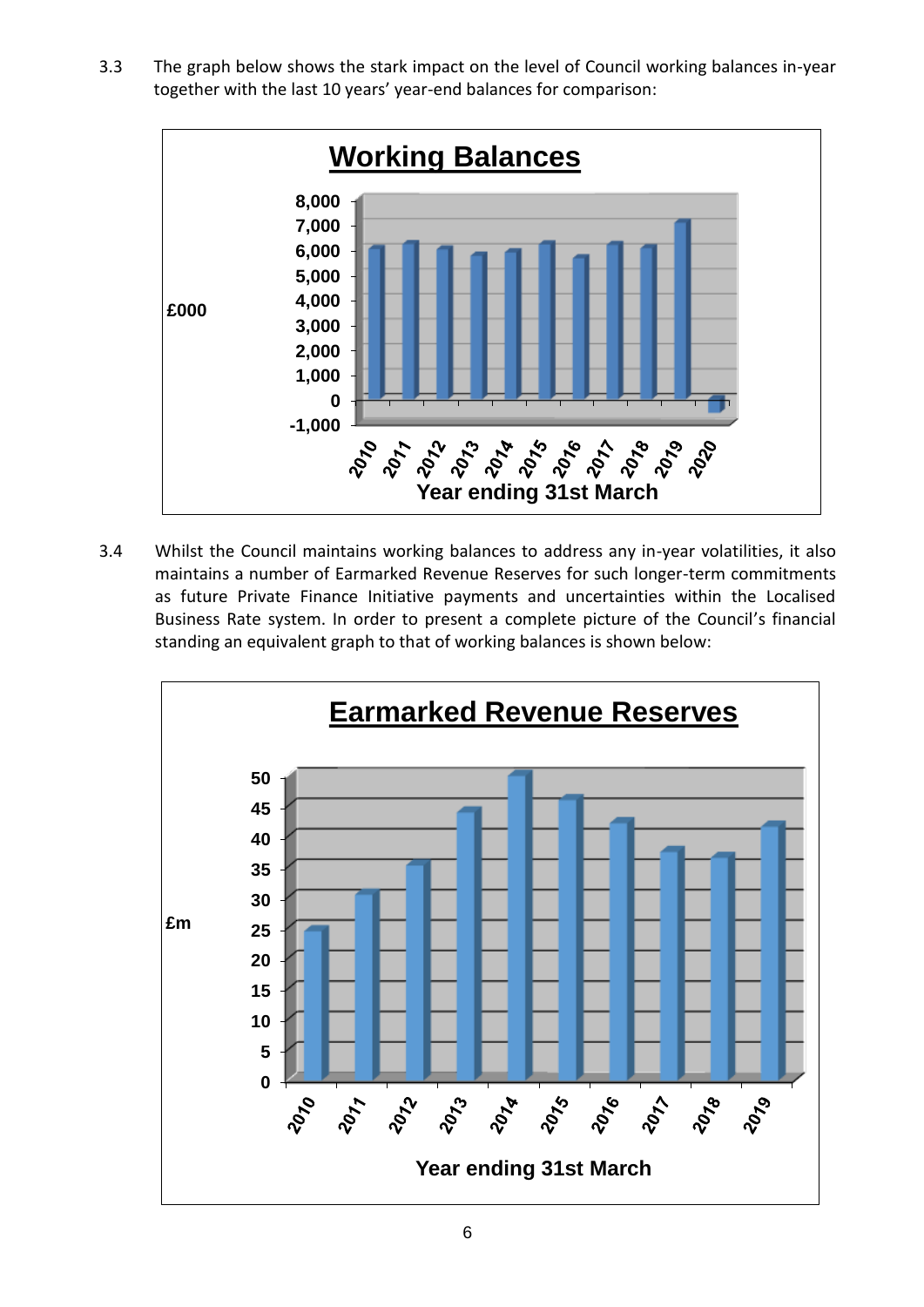3.3 The graph below shows the stark impact on the level of Council working balances in-year together with the last 10 years' year-end balances for comparison:

3.4 Whilst the Council maintains working balances to address any in-year volatilities, it also maintains a number of Earmarked Revenue Reserves for such longer-term commitments as future Private Finance Initiative payments and uncertainties within the Localised Business Rate system. In order to present a complete picture of the Council's financial standing an equivalent graph to that of working balances is shown below: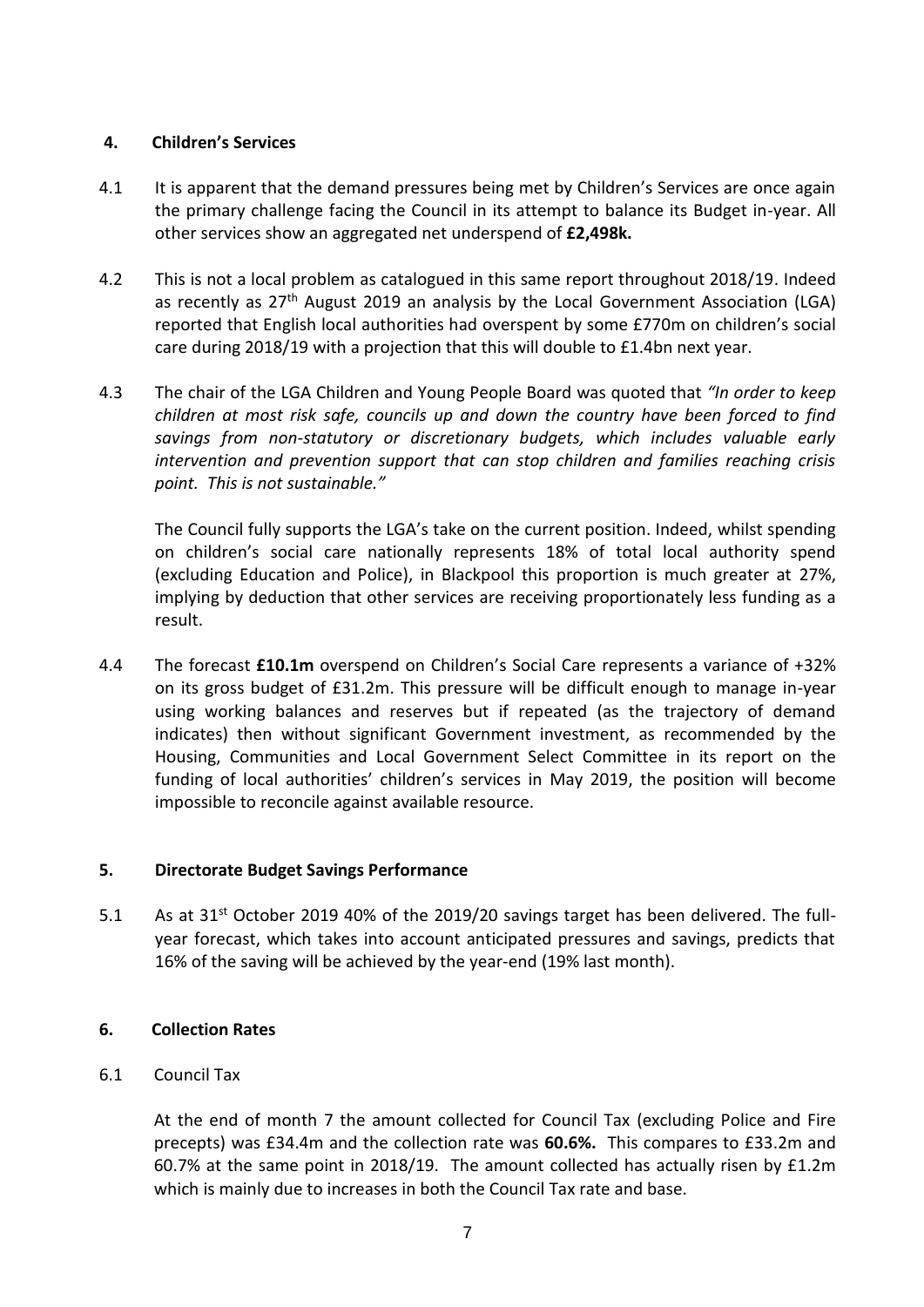## 4. Children's Services

4.1 It is apparent that the demand pressures being met by Children's Services are once again the primary challenge facing the Council in its attempt to balance its Budget in-year. All other services show an aggregated net underspend of **£2,498k.**

4.2 This is not a local problem as catalogued in this same report throughout 2018/19. Indeed as recently as 27th August 2019 an analysis by the Local Government Association (LGA) reported that English local authorities had overspent by some £770m on children's social care during 2018/19 with a projection that this will double to £1.4bn next year.

4.3 The chair of the LGA Children and Young People Board was quoted that *"In order to keep children at most risk safe, councils up and down the country have been forced to find savings from non-statutory or discretionary budgets, which includes valuable early intervention and prevention support that can stop children and families reaching crisis point. This is not sustainable."*

The Council fully supports the LGA's take on the current position. Indeed, whilst spending on children's social care nationally represents 18% of total local authority spend (excluding Education and Police), in Blackpool this proportion is much greater at 27%, implying by deduction that other services are receiving proportionately less funding as a result.

4.4 The forecast **£10.1m** overspend on Children's Social Care represents a variance of +32% on its gross budget of £31.2m. This pressure will be difficult enough to manage in-year using working balances and reserves but if repeated (as the trajectory of demand indicates) then without significant Government investment, as recommended by the Housing, Communities and Local Government Select Committee in its report on the funding of local authorities' children's services in May 2019, the position will become impossible to reconcile against available resource.

## 5. Directorate Budget Savings Performance

5.1 As at 31st October 2019 40% of the 2019/20 savings target has been delivered. The full-year forecast, which takes into account anticipated pressures and savings, predicts that 16% of the saving will be achieved by the year-end (19% last month).

## 6. Collection Rates

6.1 Council Tax

At the end of month 7 the amount collected for Council Tax (excluding Police and Fire precepts) was £34.4m and the collection rate was **60.6%.** This compares to £33.2m and 60.7% at the same point in 2018/19. The amount collected has actually risen by £1.2m which is mainly due to increases in both the Council Tax rate and base.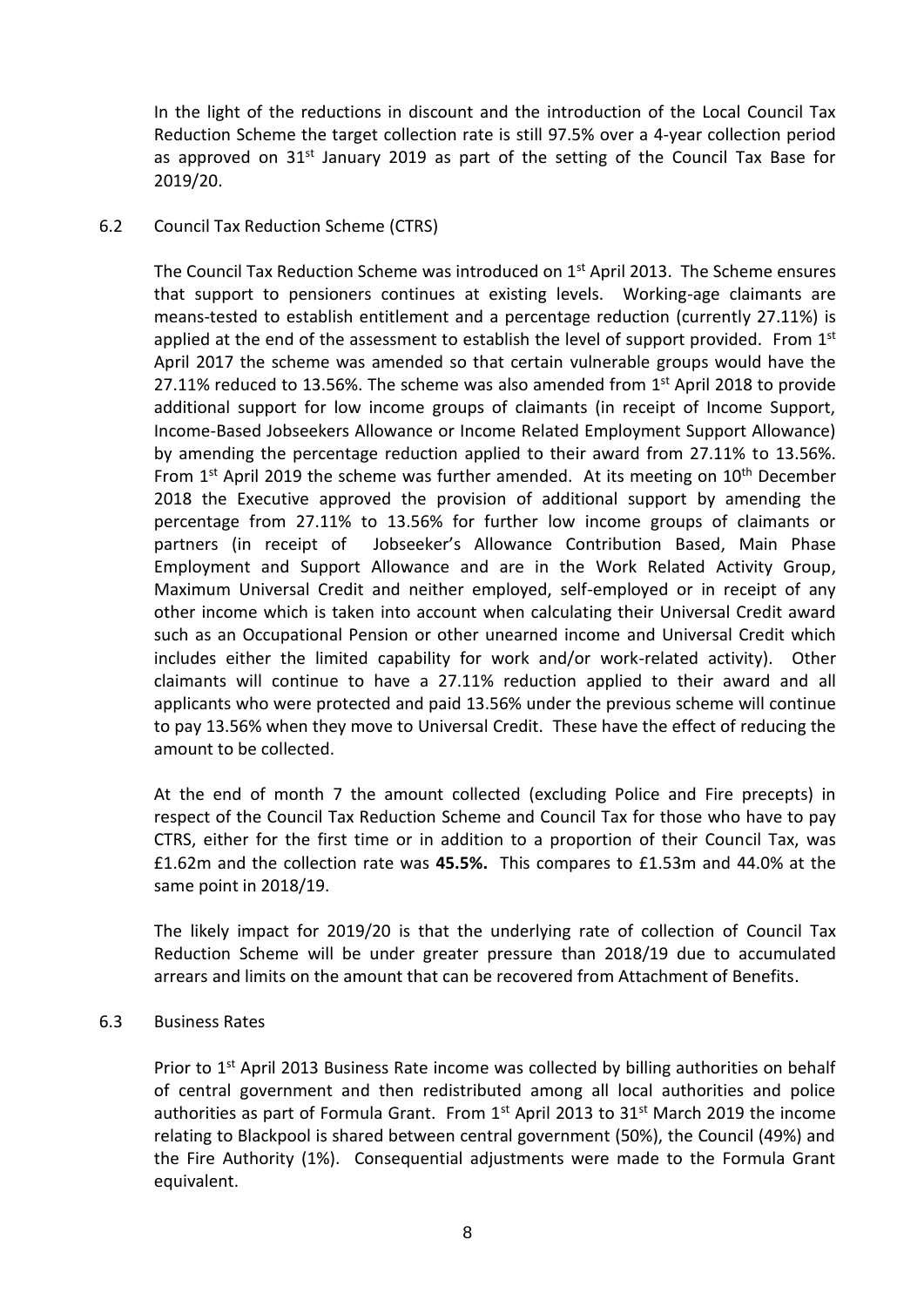In the light of the reductions in discount and the introduction of the Local Council Tax Reduction Scheme the target collection rate is still 97.5% over a 4-year collection period as approved on 31st January 2019 as part of the setting of the Council Tax Base for 2019/20.

6.2 Council Tax Reduction Scheme (CTRS)

The Council Tax Reduction Scheme was introduced on 1st April 2013. The Scheme ensures that support to pensioners continues at existing levels. Working-age claimants are means-tested to establish entitlement and a percentage reduction (currently 27.11%) is applied at the end of the assessment to establish the level of support provided. From 1st April 2017 the scheme was amended so that certain vulnerable groups would have the 27.11% reduced to 13.56%. The scheme was also amended from 1st April 2018 to provide additional support for low income groups of claimants (in receipt of Income Support, Income-Based Jobseekers Allowance or Income Related Employment Support Allowance) by amending the percentage reduction applied to their award from 27.11% to 13.56%. From 1st April 2019 the scheme was further amended. At its meeting on 10th December 2018 the Executive approved the provision of additional support by amending the percentage from 27.11% to 13.56% for further low income groups of claimants or partners (in receipt of Jobseeker's Allowance Contribution Based, Main Phase Employment and Support Allowance and are in the Work Related Activity Group, Maximum Universal Credit and neither employed, self-employed or in receipt of any other income which is taken into account when calculating their Universal Credit award such as an Occupational Pension or other unearned income and Universal Credit which includes either the limited capability for work and/or work-related activity). Other claimants will continue to have a 27.11% reduction applied to their award and all applicants who were protected and paid 13.56% under the previous scheme will continue to pay 13.56% when they move to Universal Credit. These have the effect of reducing the amount to be collected.

At the end of month 7 the amount collected (excluding Police and Fire precepts) in respect of the Council Tax Reduction Scheme and Council Tax for those who have to pay CTRS, either for the first time or in addition to a proportion of their Council Tax, was £1.62m and the collection rate was **45.5%.** This compares to £1.53m and 44.0% at the same point in 2018/19.

The likely impact for 2019/20 is that the underlying rate of collection of Council Tax Reduction Scheme will be under greater pressure than 2018/19 due to accumulated arrears and limits on the amount that can be recovered from Attachment of Benefits.

6.3 Business Rates

Prior to 1st April 2013 Business Rate income was collected by billing authorities on behalf of central government and then redistributed among all local authorities and police authorities as part of Formula Grant. From 1st April 2013 to 31st March 2019 the income relating to Blackpool is shared between central government (50%), the Council (49%) and the Fire Authority (1%). Consequential adjustments were made to the Formula Grant equivalent.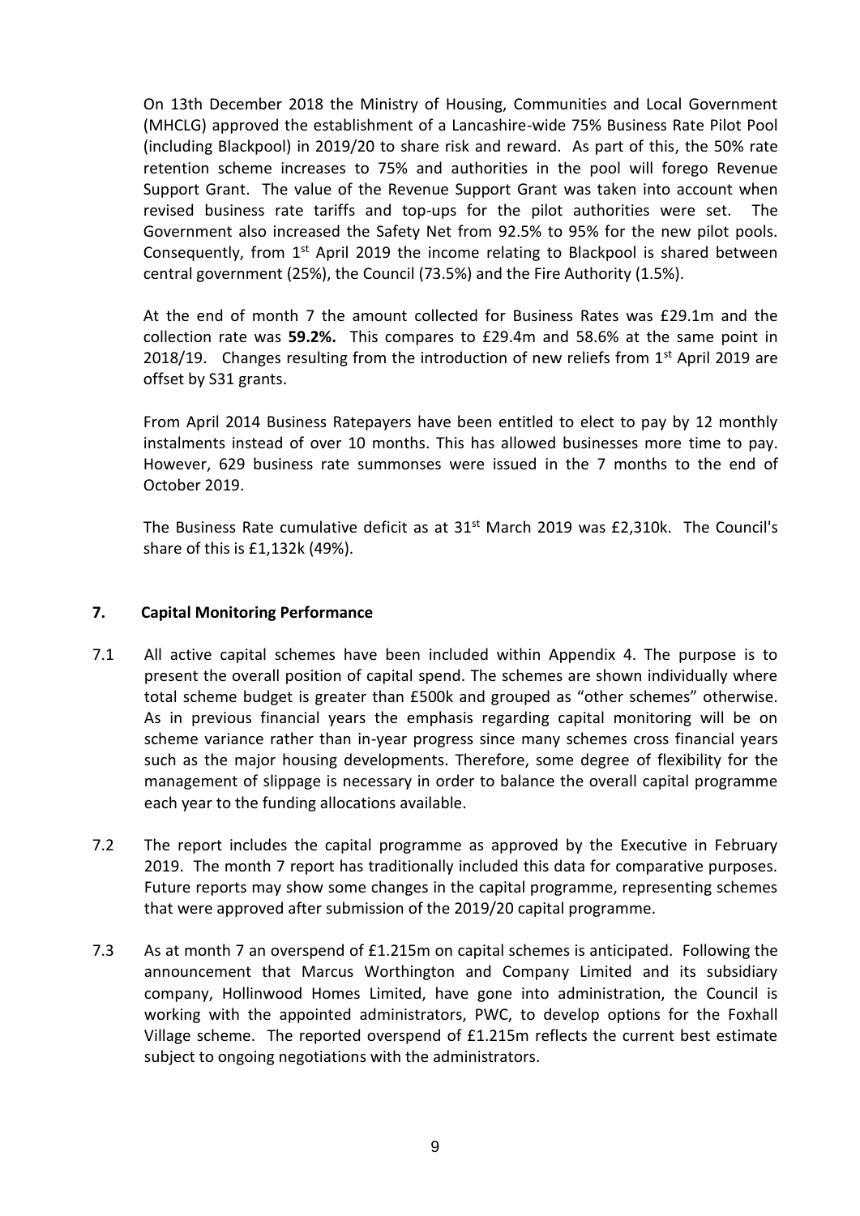On 13th December 2018 the Ministry of Housing, Communities and Local Government (MHCLG) approved the establishment of a Lancashire-wide 75% Business Rate Pilot Pool (including Blackpool) in 2019/20 to share risk and reward. As part of this, the 50% rate retention scheme increases to 75% and authorities in the pool will forego Revenue Support Grant. The value of the Revenue Support Grant was taken into account when revised business rate tariffs and top-ups for the pilot authorities were set. The Government also increased the Safety Net from 92.5% to 95% for the new pilot pools. Consequently, from 1st April 2019 the income relating to Blackpool is shared between central government (25%), the Council (73.5%) and the Fire Authority (1.5%).

At the end of month 7 the amount collected for Business Rates was £29.1m and the collection rate was **59.2%.** This compares to £29.4m and 58.6% at the same point in 2018/19. Changes resulting from the introduction of new reliefs from 1st April 2019 are offset by S31 grants.

From April 2014 Business Ratepayers have been entitled to elect to pay by 12 monthly instalments instead of over 10 months. This has allowed businesses more time to pay. However, 629 business rate summonses were issued in the 7 months to the end of October 2019.

The Business Rate cumulative deficit as at 31st March 2019 was £2,310k. The Council's share of this is £1,132k (49%).

## 7. Capital Monitoring Performance

7.1 All active capital schemes have been included within Appendix 4. The purpose is to present the overall position of capital spend. The schemes are shown individually where total scheme budget is greater than £500k and grouped as "other schemes" otherwise. As in previous financial years the emphasis regarding capital monitoring will be on scheme variance rather than in-year progress since many schemes cross financial years such as the major housing developments. Therefore, some degree of flexibility for the management of slippage is necessary in order to balance the overall capital programme each year to the funding allocations available.

7.2 The report includes the capital programme as approved by the Executive in February 2019. The month 7 report has traditionally included this data for comparative purposes. Future reports may show some changes in the capital programme, representing schemes that were approved after submission of the 2019/20 capital programme.

7.3 As at month 7 an overspend of £1.215m on capital schemes is anticipated. Following the announcement that Marcus Worthington and Company Limited and its subsidiary company, Hollinwood Homes Limited, have gone into administration, the Council is working with the appointed administrators, PWC, to develop options for the Foxhall Village scheme. The reported overspend of £1.215m reflects the current best estimate subject to ongoing negotiations with the administrators.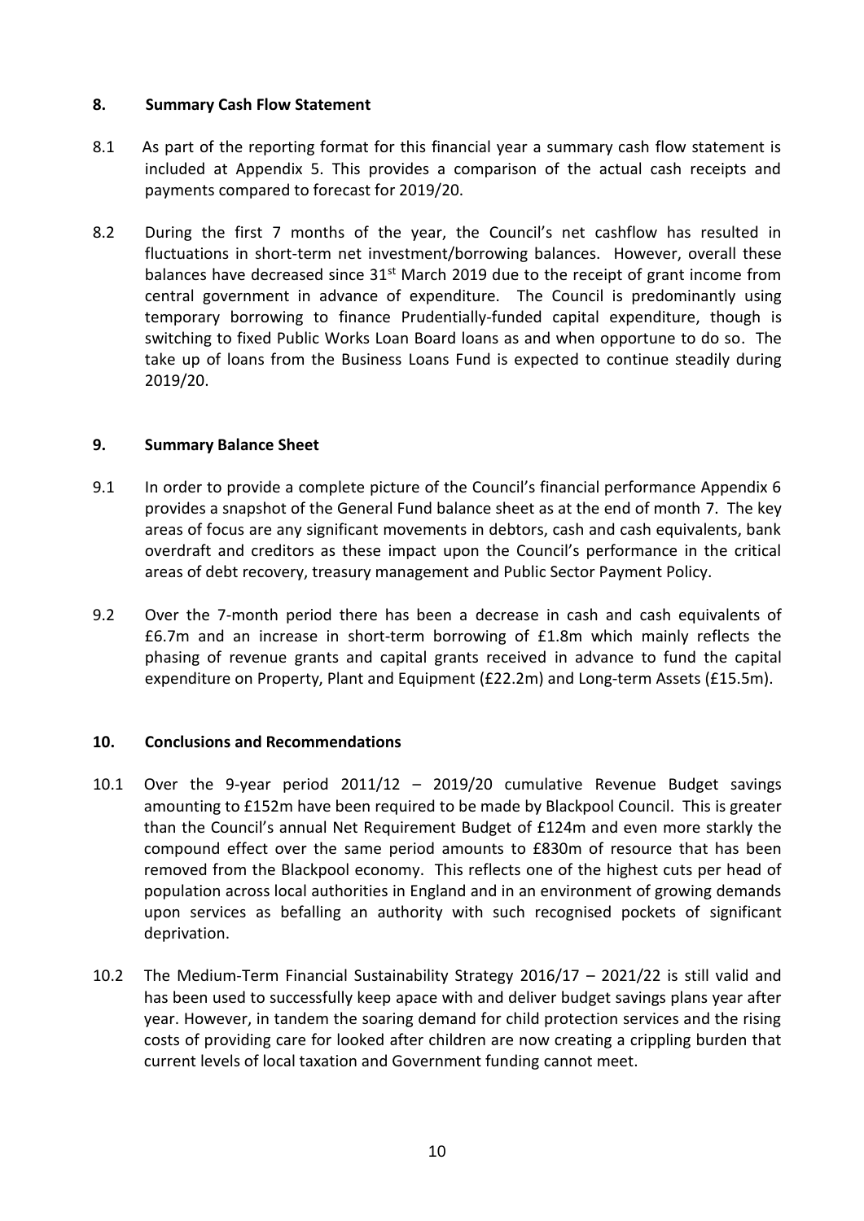## 8. Summary Cash Flow Statement

8.1 As part of the reporting format for this financial year a summary cash flow statement is included at Appendix 5. This provides a comparison of the actual cash receipts and payments compared to forecast for 2019/20.

8.2 During the first 7 months of the year, the Council's net cashflow has resulted in fluctuations in short-term net investment/borrowing balances. However, overall these balances have decreased since 31st March 2019 due to the receipt of grant income from central government in advance of expenditure. The Council is predominantly using temporary borrowing to finance Prudentially-funded capital expenditure, though is switching to fixed Public Works Loan Board loans as and when opportune to do so. The take up of loans from the Business Loans Fund is expected to continue steadily during 2019/20.

## 9. Summary Balance Sheet

9.1 In order to provide a complete picture of the Council's financial performance Appendix 6 provides a snapshot of the General Fund balance sheet as at the end of month 7. The key areas of focus are any significant movements in debtors, cash and cash equivalents, bank overdraft and creditors as these impact upon the Council's performance in the critical areas of debt recovery, treasury management and Public Sector Payment Policy.

9.2 Over the 7-month period there has been a decrease in cash and cash equivalents of £6.7m and an increase in short-term borrowing of £1.8m which mainly reflects the phasing of revenue grants and capital grants received in advance to fund the capital expenditure on Property, Plant and Equipment (£22.2m) and Long-term Assets (£15.5m).

## 10. Conclusions and Recommendations

10.1 Over the 9-year period 2011/12 – 2019/20 cumulative Revenue Budget savings amounting to £152m have been required to be made by Blackpool Council. This is greater than the Council's annual Net Requirement Budget of £124m and even more starkly the compound effect over the same period amounts to £830m of resource that has been removed from the Blackpool economy. This reflects one of the highest cuts per head of population across local authorities in England and in an environment of growing demands upon services as befalling an authority with such recognised pockets of significant deprivation.

10.2 The Medium-Term Financial Sustainability Strategy 2016/17 – 2021/22 is still valid and has been used to successfully keep apace with and deliver budget savings plans year after year. However, in tandem the soaring demand for child protection services and the rising costs of providing care for looked after children are now creating a crippling burden that current levels of local taxation and Government funding cannot meet.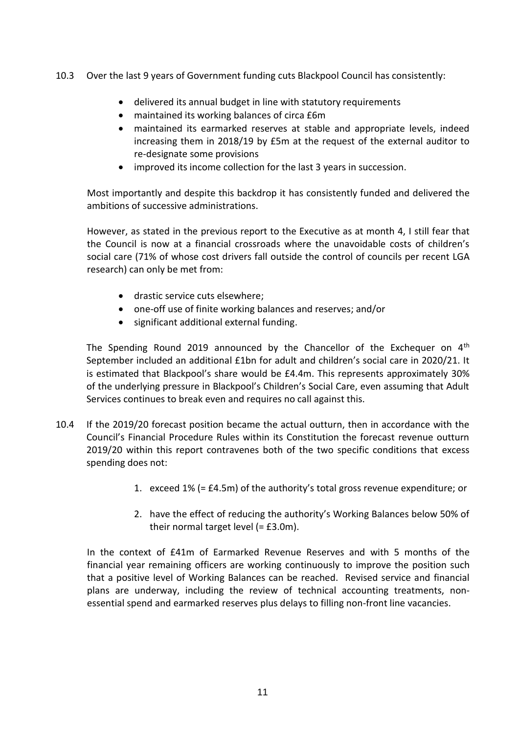10.3 Over the last 9 years of Government funding cuts Blackpool Council has consistently:

- delivered its annual budget in line with statutory requirements
- maintained its working balances of circa £6m
- maintained its earmarked reserves at stable and appropriate levels, indeed increasing them in 2018/19 by £5m at the request of the external auditor to re-designate some provisions
- improved its income collection for the last 3 years in succession.

Most importantly and despite this backdrop it has consistently funded and delivered the ambitions of successive administrations.

However, as stated in the previous report to the Executive as at month 4, I still fear that the Council is now at a financial crossroads where the unavoidable costs of children's social care (71% of whose cost drivers fall outside the control of councils per recent LGA research) can only be met from:

- drastic service cuts elsewhere;
- one-off use of finite working balances and reserves; and/or
- significant additional external funding.

The Spending Round 2019 announced by the Chancellor of the Exchequer on 4th September included an additional £1bn for adult and children's social care in 2020/21. It is estimated that Blackpool's share would be £4.4m. This represents approximately 30% of the underlying pressure in Blackpool's Children's Social Care, even assuming that Adult Services continues to break even and requires no call against this.

10.4 If the 2019/20 forecast position became the actual outturn, then in accordance with the Council's Financial Procedure Rules within its Constitution the forecast revenue outturn 2019/20 within this report contravenes both of the two specific conditions that excess spending does not:

1. exceed 1% (= £4.5m) of the authority's total gross revenue expenditure; or
2. have the effect of reducing the authority's Working Balances below 50% of their normal target level (= £3.0m).

In the context of £41m of Earmarked Revenue Reserves and with 5 months of the financial year remaining officers are working continuously to improve the position such that a positive level of Working Balances can be reached. Revised service and financial plans are underway, including the review of technical accounting treatments, non-essential spend and earmarked reserves plus delays to filling non-front line vacancies.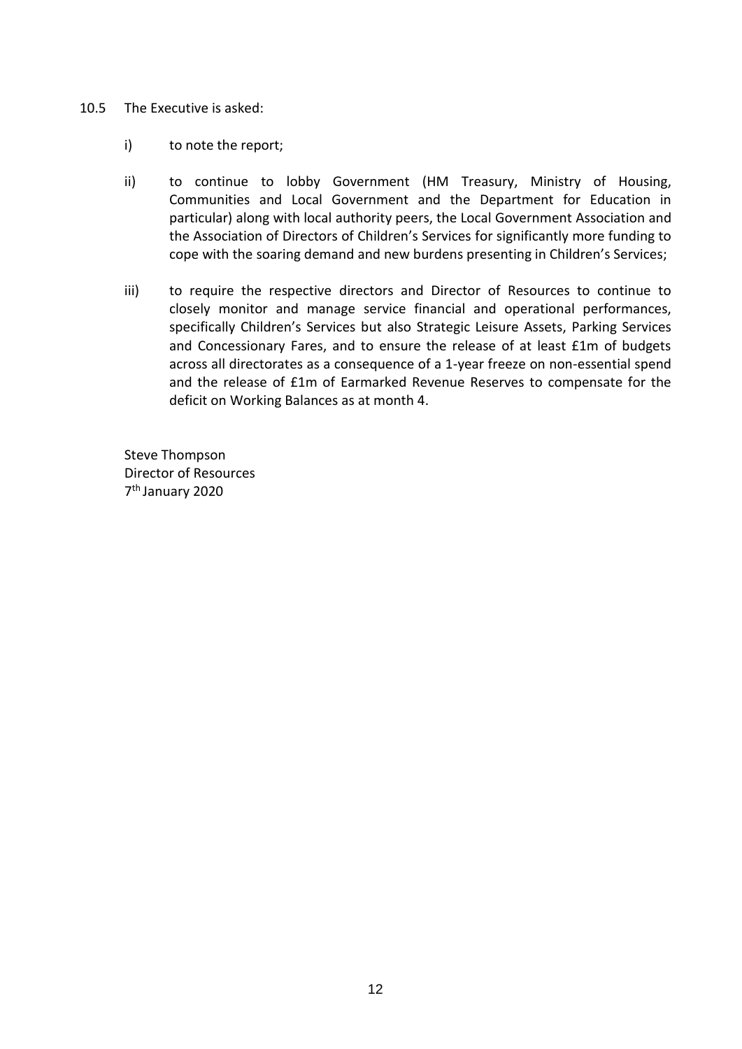10.5 The Executive is asked:

i) to note the report;

ii) to continue to lobby Government (HM Treasury, Ministry of Housing, Communities and Local Government and the Department for Education in particular) along with local authority peers, the Local Government Association and the Association of Directors of Children's Services for significantly more funding to cope with the soaring demand and new burdens presenting in Children's Services;

iii) to require the respective directors and Director of Resources to continue to closely monitor and manage service financial and operational performances, specifically Children's Services but also Strategic Leisure Assets, Parking Services and Concessionary Fares, and to ensure the release of at least £1m of budgets across all directorates as a consequence of a 1-year freeze on non-essential spend and the release of £1m of Earmarked Revenue Reserves to compensate for the deficit on Working Balances as at month 4.

Steve Thompson
Director of Resources
7th January 2020